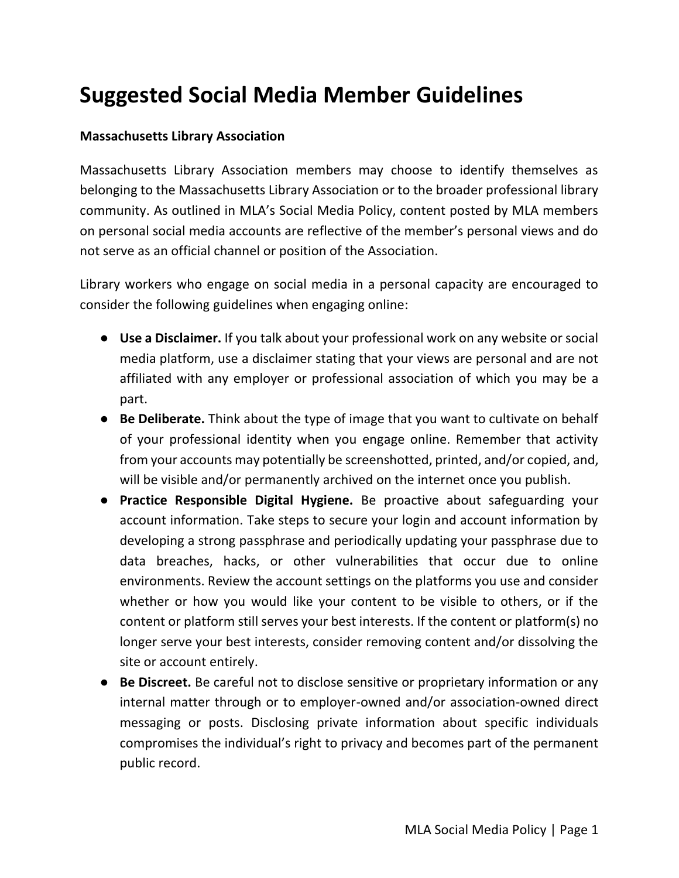# Suggested Social Media Member Guidelines

**Massachusetts Library Association**

Massachusetts Library Association members may choose to identify themselves as belonging to the Massachusetts Library Association or to the broader professional library community. As outlined in MLA's Social Media Policy, content posted by MLA members on personal social media accounts are reflective of the member's personal views and do not serve as an official channel or position of the Association.

Library workers who engage on social media in a personal capacity are encouraged to consider the following guidelines when engaging online:

- **Use a Disclaimer.** If you talk about your professional work on any website or social media platform, use a disclaimer stating that your views are personal and are not affiliated with any employer or professional association of which you may be a part.
- **Be Deliberate.** Think about the type of image that you want to cultivate on behalf of your professional identity when you engage online. Remember that activity from your accounts may potentially be screenshotted, printed, and/or copied, and, will be visible and/or permanently archived on the internet once you publish.
- **Practice Responsible Digital Hygiene.** Be proactive about safeguarding your account information. Take steps to secure your login and account information by developing a strong passphrase and periodically updating your passphrase due to data breaches, hacks, or other vulnerabilities that occur due to online environments. Review the account settings on the platforms you use and consider whether or how you would like your content to be visible to others, or if the content or platform still serves your best interests. If the content or platform(s) no longer serve your best interests, consider removing content and/or dissolving the site or account entirely.
- **Be Discreet.** Be careful not to disclose sensitive or proprietary information or any internal matter through or to employer-owned and/or association-owned direct messaging or posts. Disclosing private information about specific individuals compromises the individual's right to privacy and becomes part of the permanent public record.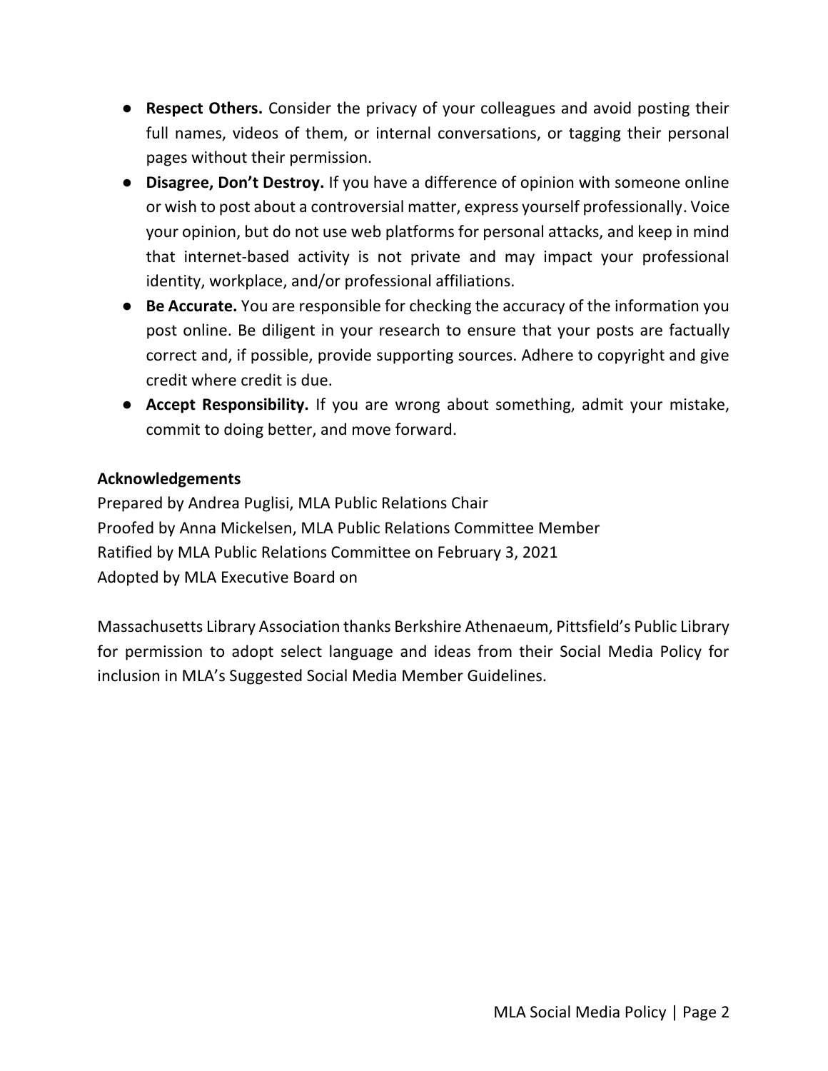- **Respect Others.** Consider the privacy of your colleagues and avoid posting their full names, videos of them, or internal conversations, or tagging their personal pages without their permission.
- **Disagree, Don't Destroy.** If you have a difference of opinion with someone online or wish to post about a controversial matter, express yourself professionally. Voice your opinion, but do not use web platforms for personal attacks, and keep in mind that internet-based activity is not private and may impact your professional identity, workplace, and/or professional affiliations.
- **Be Accurate.** You are responsible for checking the accuracy of the information you post online. Be diligent in your research to ensure that your posts are factually correct and, if possible, provide supporting sources. Adhere to copyright and give credit where credit is due.
- **Accept Responsibility.** If you are wrong about something, admit your mistake, commit to doing better, and move forward.

**Acknowledgements**

Prepared by Andrea Puglisi, MLA Public Relations Chair
Proofed by Anna Mickelsen, MLA Public Relations Committee Member
Ratified by MLA Public Relations Committee on February 3, 2021
Adopted by MLA Executive Board on

Massachusetts Library Association thanks Berkshire Athenaeum, Pittsfield's Public Library for permission to adopt select language and ideas from their Social Media Policy for inclusion in MLA's Suggested Social Media Member Guidelines.